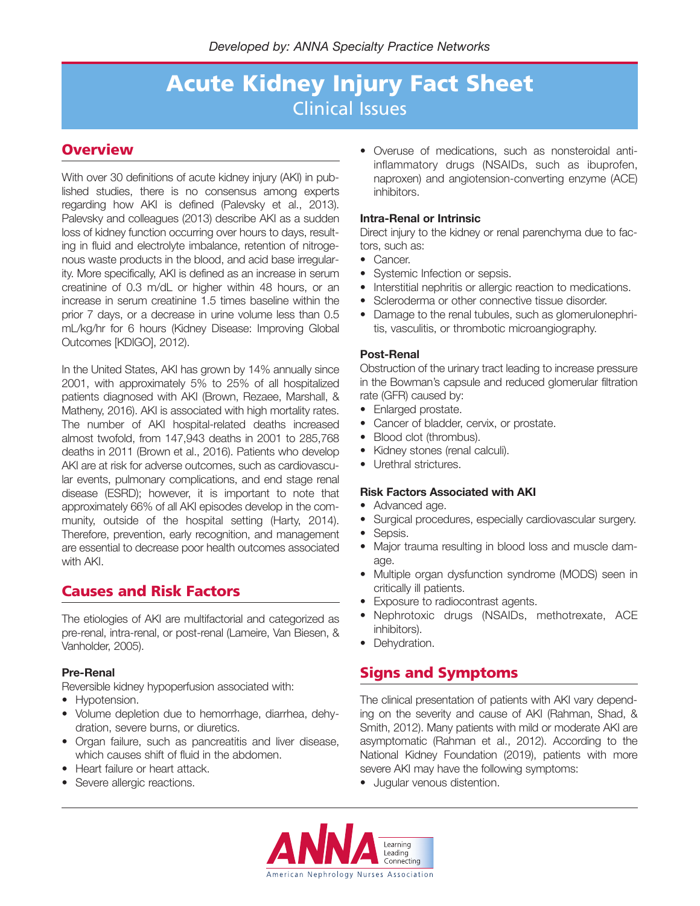*Developed by: ANNA Specialty Practice Networks*

# Acute Kidney Injury Fact Sheet

Clinical Issues

## Overview

With over 30 definitions of acute kidney injury (AKI) in published studies, there is no consensus among experts regarding how AKI is defined (Palevsky et al., 2013). Palevsky and colleagues (2013) describe AKI as a sudden loss of kidney function occurring over hours to days, resulting in fluid and electrolyte imbalance, retention of nitrogenous waste products in the blood, and acid base irregularity. More specifically, AKI is defined as an increase in serum creatinine of 0.3 m/dL or higher within 48 hours, or an increase in serum creatinine 1.5 times baseline within the prior 7 days, or a decrease in urine volume less than 0.5 mL/kg/hr for 6 hours (Kidney Disease: Improving Global Outcomes [KDIGO], 2012).

In the United States, AKI has grown by 14% annually since 2001, with approximately 5% to 25% of all hospitalized patients diagnosed with AKI (Brown, Rezaee, Marshall, & Matheny, 2016). AKI is associated with high mortality rates. The number of AKI hospital-related deaths increased almost twofold, from 147,943 deaths in 2001 to 285,768 deaths in 2011 (Brown et al., 2016). Patients who develop AKI are at risk for adverse outcomes, such as cardiovascular events, pulmonary complications, and end stage renal disease (ESRD); however, it is important to note that approximately 66% of all AKI episodes develop in the community, outside of the hospital setting (Harty, 2014). Therefore, prevention, early recognition, and management are essential to decrease poor health outcomes associated with AKI.

## Causes and Risk Factors

The etiologies of AKI are multifactorial and categorized as pre-renal, intra-renal, or post-renal (Lameire, Van Biesen, & Vanholder, 2005).

**Pre-Renal**

Reversible kidney hypoperfusion associated with:

- Hypotension.
- Volume depletion due to hemorrhage, diarrhea, dehydration, severe burns, or diuretics.
- Organ failure, such as pancreatitis and liver disease, which causes shift of fluid in the abdomen.
- Heart failure or heart attack.
- Severe allergic reactions.
- Overuse of medications, such as nonsteroidal anti-inflammatory drugs (NSAIDs, such as ibuprofen, naproxen) and angiotension-converting enzyme (ACE) inhibitors.

**Intra-Renal or Intrinsic**

Direct injury to the kidney or renal parenchyma due to factors, such as:

- Cancer.
- Systemic Infection or sepsis.
- Interstitial nephritis or allergic reaction to medications.
- Scleroderma or other connective tissue disorder.
- Damage to the renal tubules, such as glomerulonephritis, vasculitis, or thrombotic microangiography.

**Post-Renal**

Obstruction of the urinary tract leading to increase pressure in the Bowman's capsule and reduced glomerular filtration rate (GFR) caused by:

- Enlarged prostate.
- Cancer of bladder, cervix, or prostate.
- Blood clot (thrombus).
- Kidney stones (renal calculi).
- Urethral strictures.

**Risk Factors Associated with AKI**

- Advanced age.
- Surgical procedures, especially cardiovascular surgery.
- Sepsis.
- Major trauma resulting in blood loss and muscle damage.
- Multiple organ dysfunction syndrome (MODS) seen in critically ill patients.
- Exposure to radiocontrast agents.
- Nephrotoxic drugs (NSAIDs, methotrexate, ACE inhibitors).
- Dehydration.

## Signs and Symptoms

The clinical presentation of patients with AKI vary depending on the severity and cause of AKI (Rahman, Shad, & Smith, 2012). Many patients with mild or moderate AKI are asymptomatic (Rahman et al., 2012). According to the National Kidney Foundation (2019), patients with more severe AKI may have the following symptoms:

- Jugular venous distention.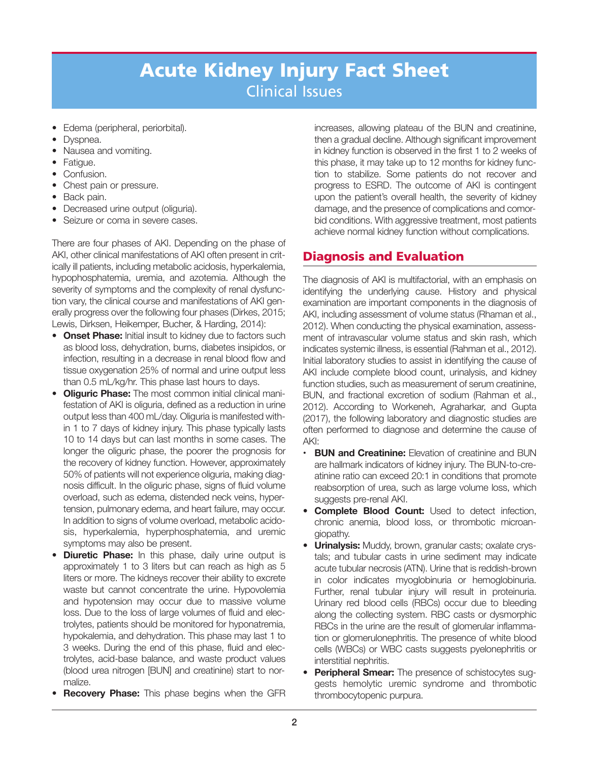# Acute Kidney Injury Fact Sheet

## Clinical Issues

- Edema (peripheral, periorbital).
- Dyspnea.
- Nausea and vomiting.
- Fatigue.
- Confusion.
- Chest pain or pressure.
- Back pain.
- Decreased urine output (oliguria).
- Seizure or coma in severe cases.

There are four phases of AKI. Depending on the phase of AKI, other clinical manifestations of AKI often present in critically ill patients, including metabolic acidosis, hyperkalemia, hypophosphatemia, uremia, and azotemia. Although the severity of symptoms and the complexity of renal dysfunction vary, the clinical course and manifestations of AKI generally progress over the following four phases (Dirkes, 2015; Lewis, Dirksen, Heikemper, Bucher, & Harding, 2014):

- **Onset Phase:** Initial insult to kidney due to factors such as blood loss, dehydration, burns, diabetes insipidos, or infection, resulting in a decrease in renal blood flow and tissue oxygenation 25% of normal and urine output less than 0.5 mL/kg/hr. This phase last hours to days.
- **Oliguric Phase:** The most common initial clinical manifestation of AKI is oliguria, defined as a reduction in urine output less than 400 mL/day. Oliguria is manifested within 1 to 7 days of kidney injury. This phase typically lasts 10 to 14 days but can last months in some cases. The longer the oliguric phase, the poorer the prognosis for the recovery of kidney function. However, approximately 50% of patients will not experience oliguria, making diagnosis difficult. In the oliguric phase, signs of fluid volume overload, such as edema, distended neck veins, hypertension, pulmonary edema, and heart failure, may occur. In addition to signs of volume overload, metabolic acidosis, hyperkalemia, hyperphosphatemia, and uremic symptoms may also be present.
- **Diuretic Phase:** In this phase, daily urine output is approximately 1 to 3 liters but can reach as high as 5 liters or more. The kidneys recover their ability to excrete waste but cannot concentrate the urine. Hypovolemia and hypotension may occur due to massive volume loss. Due to the loss of large volumes of fluid and electrolytes, patients should be monitored for hyponatremia, hypokalemia, and dehydration. This phase may last 1 to 3 weeks. During the end of this phase, fluid and electrolytes, acid-base balance, and waste product values (blood urea nitrogen [BUN] and creatinine) start to normalize.
- **Recovery Phase:** This phase begins when the GFR increases, allowing plateau of the BUN and creatinine, then a gradual decline. Although significant improvement in kidney function is observed in the first 1 to 2 weeks of this phase, it may take up to 12 months for kidney function to stabilize. Some patients do not recover and progress to ESRD. The outcome of AKI is contingent upon the patient's overall health, the severity of kidney damage, and the presence of complications and comorbid conditions. With aggressive treatment, most patients achieve normal kidney function without complications.

## Diagnosis and Evaluation

The diagnosis of AKI is multifactorial, with an emphasis on identifying the underlying cause. History and physical examination are important components in the diagnosis of AKI, including assessment of volume status (Rhaman et al., 2012). When conducting the physical examination, assessment of intravascular volume status and skin rash, which indicates systemic illness, is essential (Rahman et al., 2012). Initial laboratory studies to assist in identifying the cause of AKI include complete blood count, urinalysis, and kidney function studies, such as measurement of serum creatinine, BUN, and fractional excretion of sodium (Rahman et al., 2012). According to Workeneh, Agraharkar, and Gupta (2017), the following laboratory and diagnostic studies are often performed to diagnose and determine the cause of AKI:

- **BUN and Creatinine:** Elevation of creatinine and BUN are hallmark indicators of kidney injury. The BUN-to-creatinine ratio can exceed 20:1 in conditions that promote reabsorption of urea, such as large volume loss, which suggests pre-renal AKI.
- **Complete Blood Count:** Used to detect infection, chronic anemia, blood loss, or thrombotic microangiopathy.
- **Urinalysis:** Muddy, brown, granular casts; oxalate crystals; and tubular casts in urine sediment may indicate acute tubular necrosis (ATN). Urine that is reddish-brown in color indicates myoglobinuria or hemoglobinuria. Further, renal tubular injury will result in proteinuria. Urinary red blood cells (RBCs) occur due to bleeding along the collecting system. RBC casts or dysmorphic RBCs in the urine are the result of glomerular inflammation or glomerulonephritis. The presence of white blood cells (WBCs) or WBC casts suggests pyelonephritis or interstitial nephritis.
- **Peripheral Smear:** The presence of schistocytes suggests hemolytic uremic syndrome and thrombotic thrombocytopenic purpura.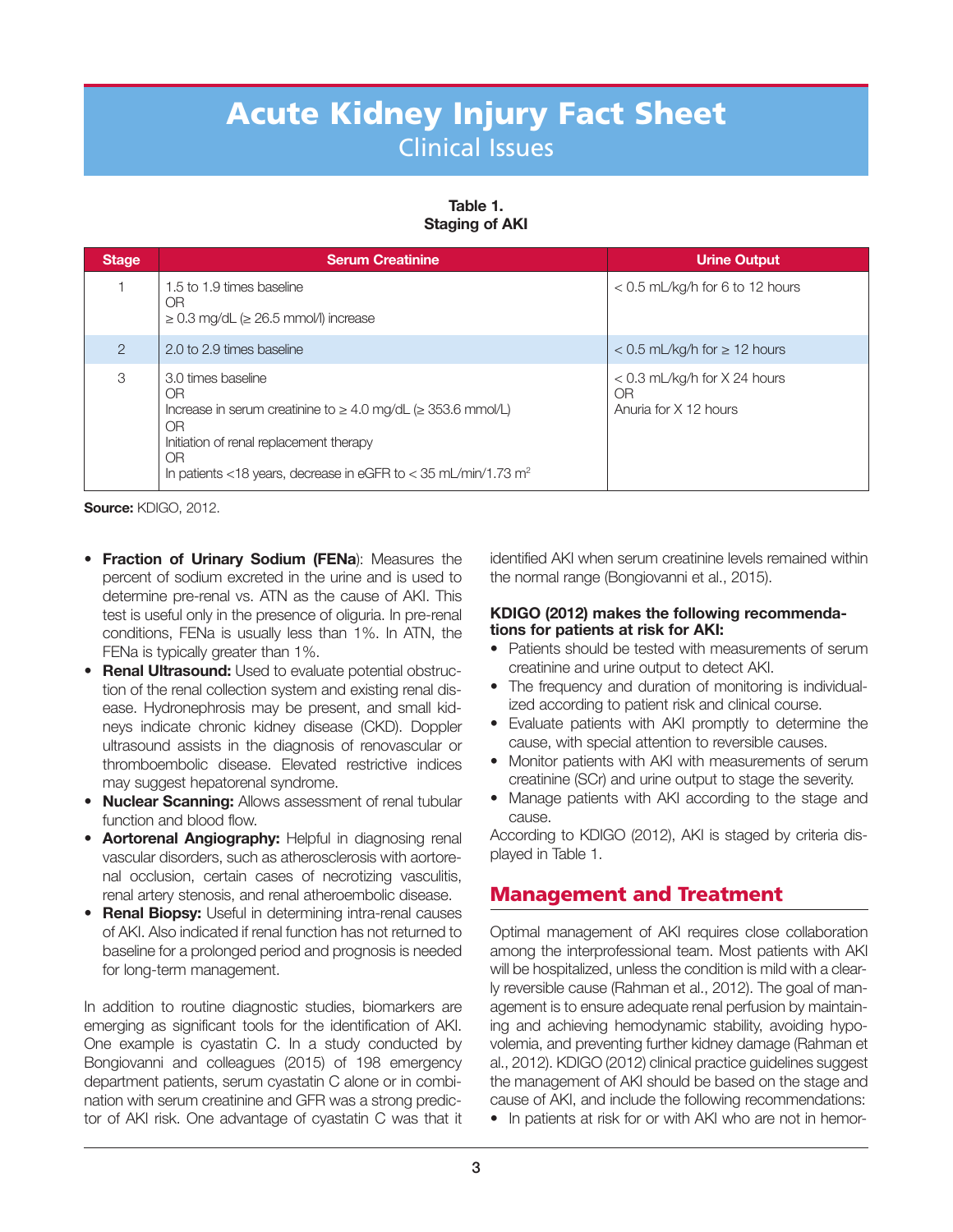# Acute Kidney Injury Fact Sheet

## Clinical Issues

**Table 1.**
**Staging of AKI**

| Stage | Serum Creatinine | Urine Output |
|---|---|---|
| 1 | 1.5 to 1.9 times baseline<br>OR<br>≥ 0.3 mg/dL (≥ 26.5 mmol/l) increase | < 0.5 mL/kg/h for 6 to 12 hours |
| 2 | 2.0 to 2.9 times baseline | < 0.5 mL/kg/h for ≥ 12 hours |
| 3 | 3.0 times baseline<br>OR<br>Increase in serum creatinine to ≥ 4.0 mg/dL (≥ 353.6 mmol/L)<br>OR<br>Initiation of renal replacement therapy<br>OR<br>In patients <18 years, decrease in eGFR to < 35 mL/min/1.73 $m^2$ | < 0.3 mL/kg/h for X 24 hours<br>OR<br>Anuria for X 12 hours |

**Source:** KDIGO, 2012.

- **Fraction of Urinary Sodium (FENa)**: Measures the percent of sodium excreted in the urine and is used to determine pre-renal vs. ATN as the cause of AKI. This test is useful only in the presence of oliguria. In pre-renal conditions, FENa is usually less than 1%. In ATN, the FENa is typically greater than 1%.
- **Renal Ultrasound:** Used to evaluate potential obstruction of the renal collection system and existing renal disease. Hydronephrosis may be present, and small kidneys indicate chronic kidney disease (CKD). Doppler ultrasound assists in the diagnosis of renovascular or thromboembolic disease. Elevated restrictive indices may suggest hepatorenal syndrome.
- **Nuclear Scanning:** Allows assessment of renal tubular function and blood flow.
- **Aortorenal Angiography:** Helpful in diagnosing renal vascular disorders, such as atherosclerosis with aortorenal occlusion, certain cases of necrotizing vasculitis, renal artery stenosis, and renal atheroembolic disease.
- **Renal Biopsy:** Useful in determining intra-renal causes of AKI. Also indicated if renal function has not returned to baseline for a prolonged period and prognosis is needed for long-term management.

In addition to routine diagnostic studies, biomarkers are emerging as significant tools for the identification of AKI. One example is cyastatin C. In a study conducted by Bongiovanni and colleagues (2015) of 198 emergency department patients, serum cyastatin C alone or in combination with serum creatinine and GFR was a strong predictor of AKI risk. One advantage of cyastatin C was that it identified AKI when serum creatinine levels remained within the normal range (Bongiovanni et al., 2015).

**KDIGO (2012) makes the following recommendations for patients at risk for AKI:**

- Patients should be tested with measurements of serum creatinine and urine output to detect AKI.
- The frequency and duration of monitoring is individualized according to patient risk and clinical course.
- Evaluate patients with AKI promptly to determine the cause, with special attention to reversible causes.
- Monitor patients with AKI with measurements of serum creatinine (SCr) and urine output to stage the severity.
- Manage patients with AKI according to the stage and cause.

According to KDIGO (2012), AKI is staged by criteria displayed in Table 1.

## Management and Treatment

Optimal management of AKI requires close collaboration among the interprofessional team. Most patients with AKI will be hospitalized, unless the condition is mild with a clearly reversible cause (Rahman et al., 2012). The goal of management is to ensure adequate renal perfusion by maintaining and achieving hemodynamic stability, avoiding hypovolemia, and preventing further kidney damage (Rahman et al., 2012). KDIGO (2012) clinical practice guidelines suggest the management of AKI should be based on the stage and cause of AKI, and include the following recommendations:

- In patients at risk for or with AKI who are not in hemor-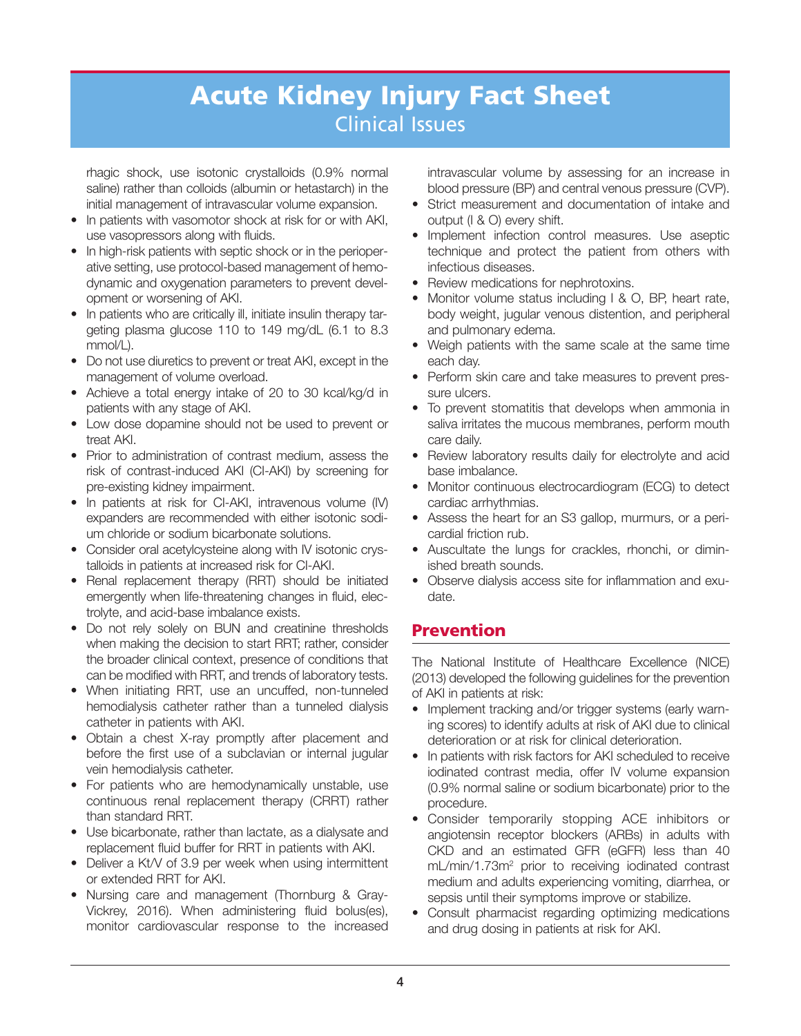rhagic shock, use isotonic crystalloids (0.9% normal saline) rather than colloids (albumin or hetastarch) in the initial management of intravascular volume expansion.

- In patients with vasomotor shock at risk for or with AKI, use vasopressors along with fluids.
- In high-risk patients with septic shock or in the perioperative setting, use protocol-based management of hemodynamic and oxygenation parameters to prevent development or worsening of AKI.
- In patients who are critically ill, initiate insulin therapy targeting plasma glucose 110 to 149 mg/dL (6.1 to 8.3 mmol/L).
- Do not use diuretics to prevent or treat AKI, except in the management of volume overload.
- Achieve a total energy intake of 20 to 30 kcal/kg/d in patients with any stage of AKI.
- Low dose dopamine should not be used to prevent or treat AKI.
- Prior to administration of contrast medium, assess the risk of contrast-induced AKI (CI-AKI) by screening for pre-existing kidney impairment.
- In patients at risk for CI-AKI, intravenous volume (IV) expanders are recommended with either isotonic sodium chloride or sodium bicarbonate solutions.
- Consider oral acetylcysteine along with IV isotonic crystalloids in patients at increased risk for CI-AKI.
- Renal replacement therapy (RRT) should be initiated emergently when life-threatening changes in fluid, electrolyte, and acid-base imbalance exists.
- Do not rely solely on BUN and creatinine thresholds when making the decision to start RRT; rather, consider the broader clinical context, presence of conditions that can be modified with RRT, and trends of laboratory tests.
- When initiating RRT, use an uncuffed, non-tunneled hemodialysis catheter rather than a tunneled dialysis catheter in patients with AKI.
- Obtain a chest X-ray promptly after placement and before the first use of a subclavian or internal jugular vein hemodialysis catheter.
- For patients who are hemodynamically unstable, use continuous renal replacement therapy (CRRT) rather than standard RRT.
- Use bicarbonate, rather than lactate, as a dialysate and replacement fluid buffer for RRT in patients with AKI.
- Deliver a Kt/V of 3.9 per week when using intermittent or extended RRT for AKI.
- Nursing care and management (Thornburg & Gray-Vickrey, 2016). When administering fluid bolus(es), monitor cardiovascular response to the increased intravascular volume by assessing for an increase in blood pressure (BP) and central venous pressure (CVP).
- Strict measurement and documentation of intake and output (I & O) every shift.
- Implement infection control measures. Use aseptic technique and protect the patient from others with infectious diseases.
- Review medications for nephrotoxins.
- Monitor volume status including I & O, BP, heart rate, body weight, jugular venous distention, and peripheral and pulmonary edema.
- Weigh patients with the same scale at the same time each day.
- Perform skin care and take measures to prevent pressure ulcers.
- To prevent stomatitis that develops when ammonia in saliva irritates the mucous membranes, perform mouth care daily.
- Review laboratory results daily for electrolyte and acid base imbalance.
- Monitor continuous electrocardiogram (ECG) to detect cardiac arrhythmias.
- Assess the heart for an S3 gallop, murmurs, or a pericardial friction rub.
- Auscultate the lungs for crackles, rhonchi, or diminished breath sounds.
- Observe dialysis access site for inflammation and exudate.

## Prevention

The National Institute of Healthcare Excellence (NICE) (2013) developed the following guidelines for the prevention of AKI in patients at risk:

- Implement tracking and/or trigger systems (early warning scores) to identify adults at risk of AKI due to clinical deterioration or at risk for clinical deterioration.
- In patients with risk factors for AKI scheduled to receive iodinated contrast media, offer IV volume expansion (0.9% normal saline or sodium bicarbonate) prior to the procedure.
- Consider temporarily stopping ACE inhibitors or angiotensin receptor blockers (ARBs) in adults with CKD and an estimated GFR (eGFR) less than 40 mL/min/1.73m$^2$ prior to receiving iodinated contrast medium and adults experiencing vomiting, diarrhea, or sepsis until their symptoms improve or stabilize.
- Consult pharmacist regarding optimizing medications and drug dosing in patients at risk for AKI.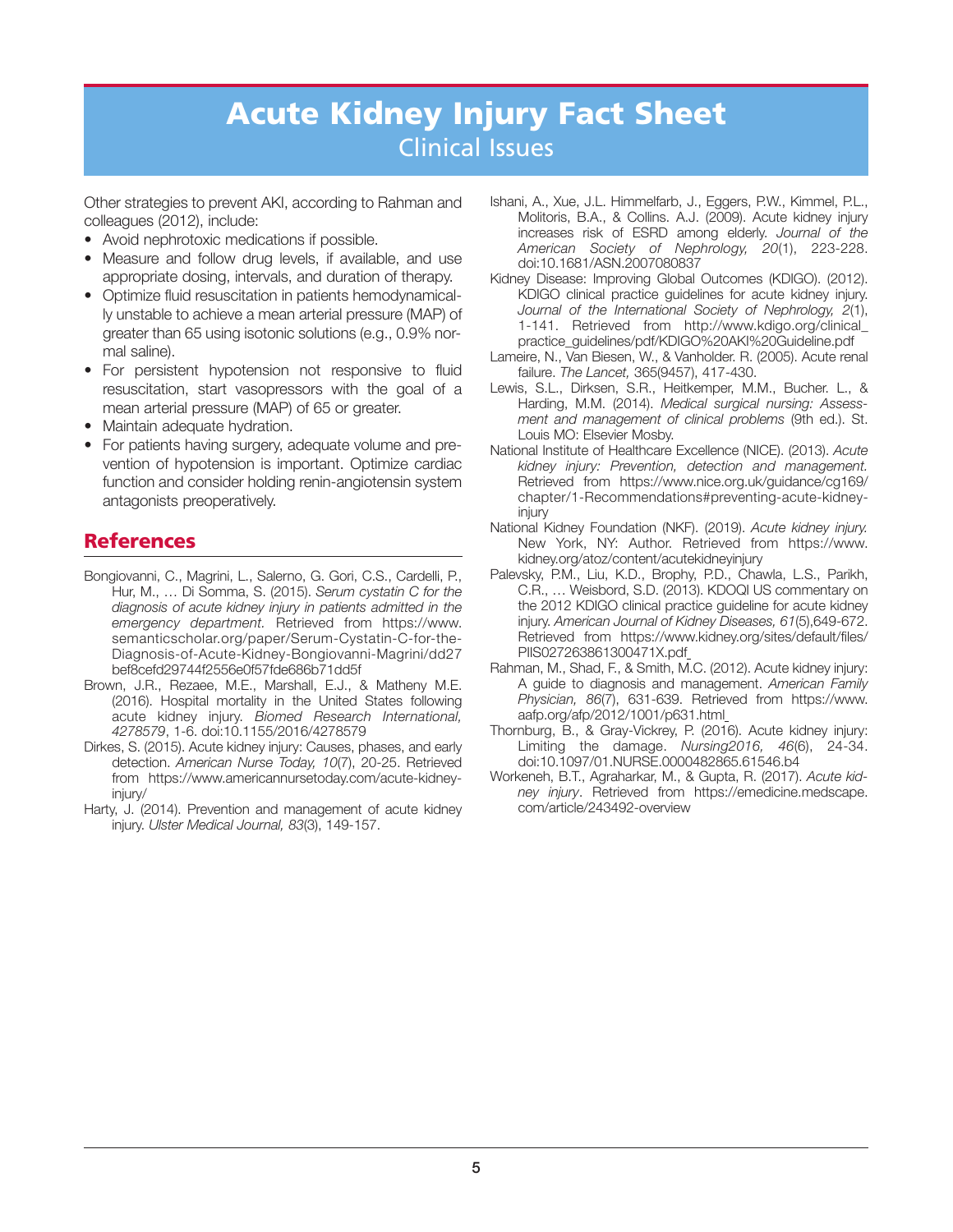# Acute Kidney Injury Fact Sheet

## Clinical Issues

Other strategies to prevent AKI, according to Rahman and colleagues (2012), include:

- Avoid nephrotoxic medications if possible.
- Measure and follow drug levels, if available, and use appropriate dosing, intervals, and duration of therapy.
- Optimize fluid resuscitation in patients hemodynamically unstable to achieve a mean arterial pressure (MAP) of greater than 65 using isotonic solutions (e.g., 0.9% normal saline).
- For persistent hypotension not responsive to fluid resuscitation, start vasopressors with the goal of a mean arterial pressure (MAP) of 65 or greater.
- Maintain adequate hydration.
- For patients having surgery, adequate volume and prevention of hypotension is important. Optimize cardiac function and consider holding renin-angiotensin system antagonists preoperatively.

## References

Bongiovanni, C., Magrini, L., Salerno, G. Gori, C.S., Cardelli, P., Hur, M., … Di Somma, S. (2015). *Serum cystatin C for the diagnosis of acute kidney injury in patients admitted in the emergency department*. Retrieved from https://www.semanticscholar.org/paper/Serum-Cystatin-C-for-the-Diagnosis-of-Acute-Kidney-Bongiovanni-Magrini/dd27bef8cefd29744f2556e0f57fde686b71dd5f

Brown, J.R., Rezaee, M.E., Marshall, E.J., & Matheny M.E. (2016). Hospital mortality in the United States following acute kidney injury. *Biomed Research International, 4278579*, 1-6. doi:10.1155/2016/4278579

Dirkes, S. (2015). Acute kidney injury: Causes, phases, and early detection. *American Nurse Today, 10*(7), 20-25. Retrieved from https://www.americannursetoday.com/acute-kidney-injury/

Harty, J. (2014). Prevention and management of acute kidney injury. *Ulster Medical Journal, 83*(3), 149-157.

Ishani, A., Xue, J.L. Himmelfarb, J., Eggers, P.W., Kimmel, P.L., Molitoris, B.A., & Collins. A.J. (2009). Acute kidney injury increases risk of ESRD among elderly. *Journal of the American Society of Nephrology, 20*(1), 223-228. doi:10.1681/ASN.2007080837

Kidney Disease: Improving Global Outcomes (KDIGO). (2012). KDIGO clinical practice guidelines for acute kidney injury. *Journal of the International Society of Nephrology, 2*(1), 1-141. Retrieved from http://www.kdigo.org/clinical_practice_guidelines/pdf/KDIGO%20AKI%20Guideline.pdf

Lameire, N., Van Biesen, W., & Vanholder. R. (2005). Acute renal failure. *The Lancet,* 365(9457), 417-430.

Lewis, S.L., Dirksen, S.R., Heitkemper, M.M., Bucher. L., & Harding, M.M. (2014). *Medical surgical nursing: Assessment and management of clinical problems* (9th ed.). St. Louis MO: Elsevier Mosby.

National Institute of Healthcare Excellence (NICE). (2013). *Acute kidney injury: Prevention, detection and management.* Retrieved from https://www.nice.org.uk/guidance/cg169/chapter/1-Recommendations#preventing-acute-kidney-injury

National Kidney Foundation (NKF). (2019). *Acute kidney injury.* New York, NY: Author. Retrieved from https://www.kidney.org/atoz/content/acutekidneyinjury

Palevsky, P.M., Liu, K.D., Brophy, P.D., Chawla, L.S., Parikh, C.R., … Weisbord, S.D. (2013). KDOQI US commentary on the 2012 KDIGO clinical practice guideline for acute kidney injury. *American Journal of Kidney Diseases, 61*(5),649-672. Retrieved from https://www.kidney.org/sites/default/files/PIIS027263861300471X.pdf_

Rahman, M., Shad, F., & Smith, M.C. (2012). Acute kidney injury: A guide to diagnosis and management. *American Family Physician, 86*(7), 631-639. Retrieved from https://www.aafp.org/afp/2012/1001/p631.html_

Thornburg, B., & Gray-Vickrey, P. (2016). Acute kidney injury: Limiting the damage. *Nursing2016, 46*(6), 24-34. doi:10.1097/01.NURSE.0000482865.61546.b4

Workeneh, B.T., Agraharkar, M., & Gupta, R. (2017). *Acute kidney injury*. Retrieved from https://emedicine.medscape.com/article/243492-overview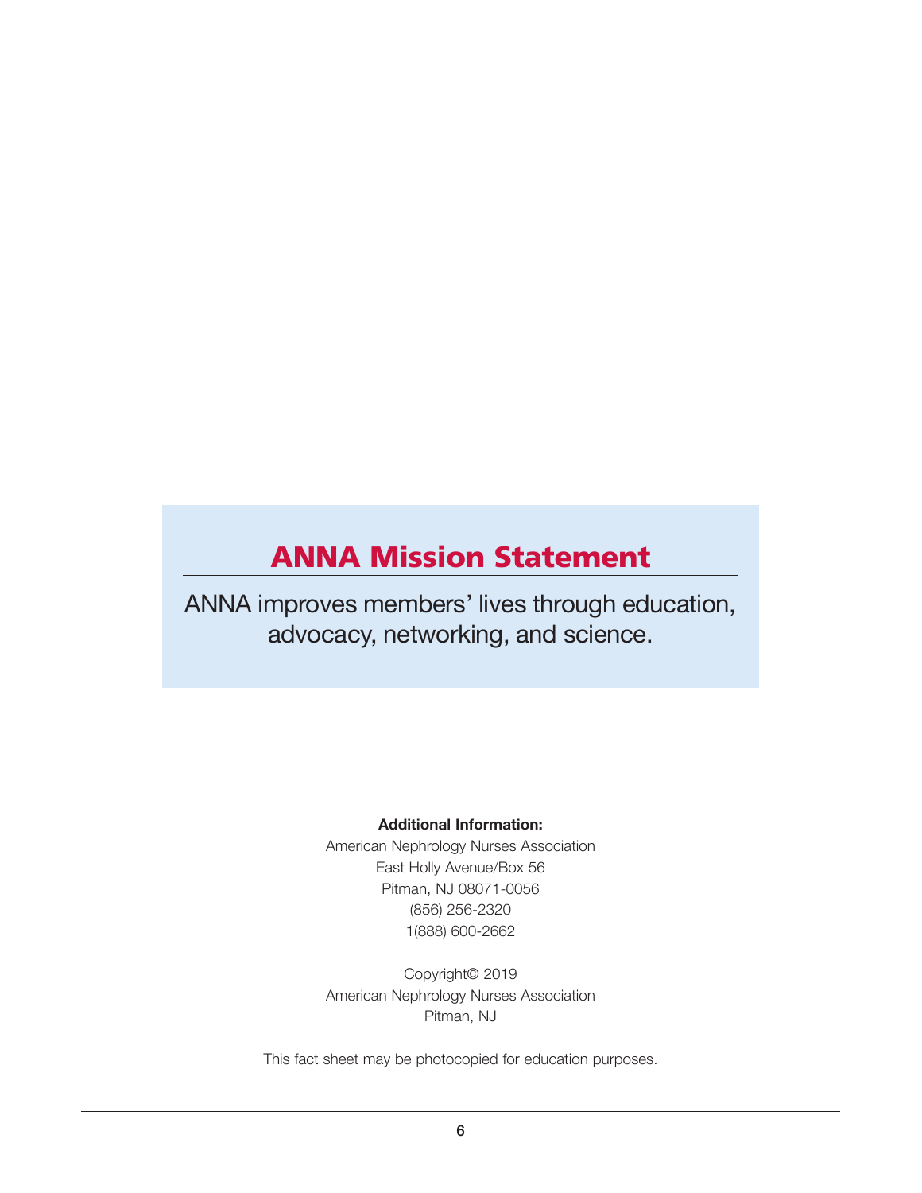## ANNA Mission Statement

ANNA improves members' lives through education, advocacy, networking, and science.

**Additional Information:**

American Nephrology Nurses Association
East Holly Avenue/Box 56
Pitman, NJ 08071-0056
(856) 256-2320
1(888) 600-2662

Copyright© 2019
American Nephrology Nurses Association
Pitman, NJ

This fact sheet may be photocopied for education purposes.